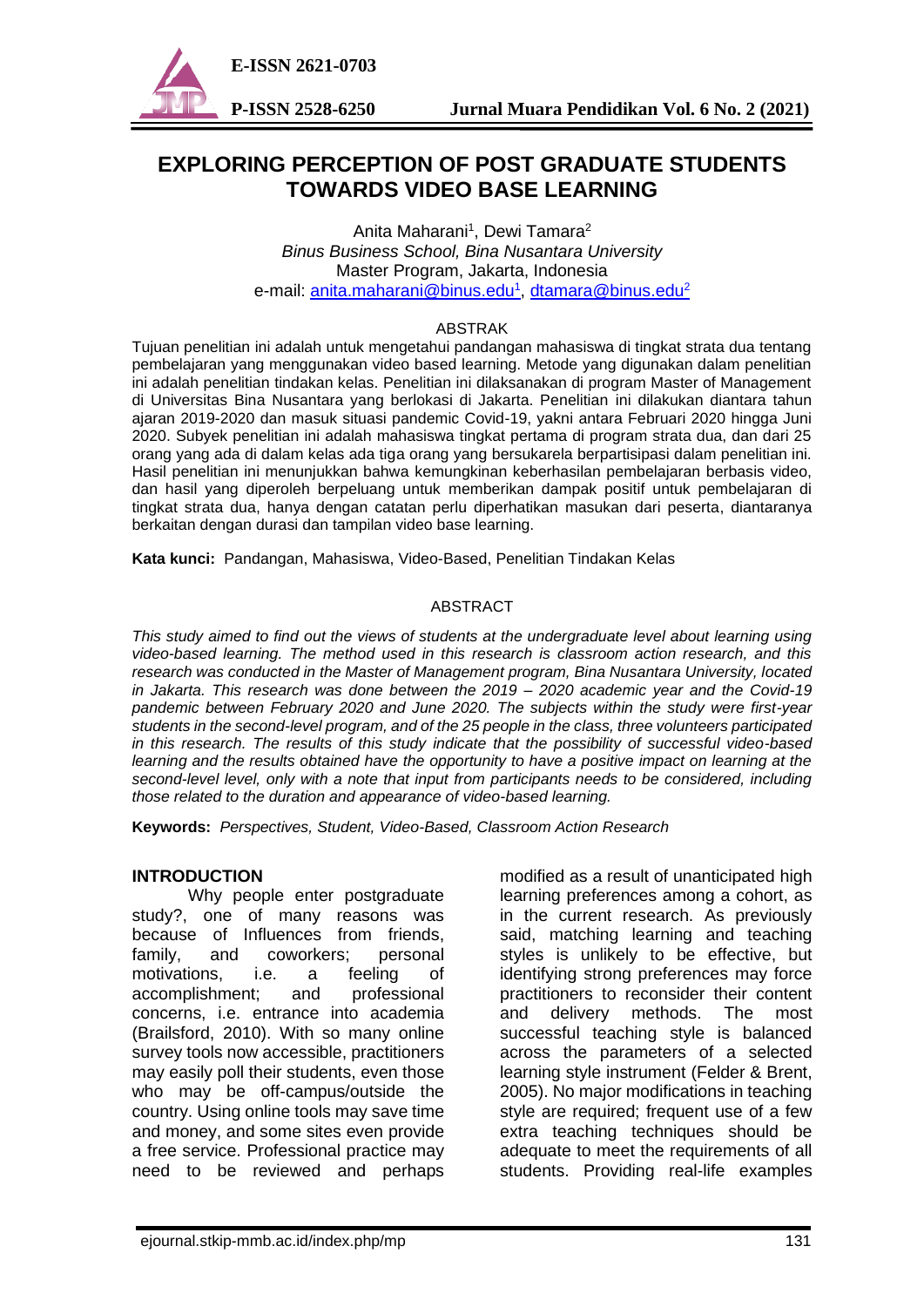# EXPLORING PERCEPTION OF POST GRADUATE STUDENTS TOWARDS VIDEO BASE LEARNING

Anita Maharani[1], Dewi Tamara[2]

*Binus Business School, Bina Nusantara University*

Master Program, Jakarta, Indonesia

e-mail: anita.maharani@binus.edu[1], dtamara@binus.edu[2]

## ABSTRAK

Tujuan penelitian ini adalah untuk mengetahui pandangan mahasiswa di tingkat strata dua tentang pembelajaran yang menggunakan video based learning. Metode yang digunakan dalam penelitian ini adalah penelitian tindakan kelas. Penelitian ini dilaksanakan di program Master of Management di Universitas Bina Nusantara yang berlokasi di Jakarta. Penelitian ini dilakukan diantara tahun ajaran 2019-2020 dan masuk situasi pandemic Covid-19, yakni antara Februari 2020 hingga Juni 2020. Subyek penelitian ini adalah mahasiswa tingkat pertama di program strata dua, dan dari 25 orang yang ada di dalam kelas ada tiga orang yang bersukarela berpartisipasi dalam penelitian ini. Hasil penelitian ini menunjukkan bahwa kemungkinan keberhasilan pembelajaran berbasis video, dan hasil yang diperoleh berpeluang untuk memberikan dampak positif untuk pembelajaran di tingkat strata dua, hanya dengan catatan perlu diperhatikan masukan dari peserta, diantaranya berkaitan dengan durasi dan tampilan video base learning.

**Kata kunci:** Pandangan, Mahasiswa, Video-Based, Penelitian Tindakan Kelas

## ABSTRACT

*This study aimed to find out the views of students at the undergraduate level about learning using video-based learning. The method used in this research is classroom action research, and this research was conducted in the Master of Management program, Bina Nusantara University, located in Jakarta. This research was done between the 2019 – 2020 academic year and the Covid-19 pandemic between February 2020 and June 2020. The subjects within the study were first-year students in the second-level program, and of the 25 people in the class, three volunteers participated in this research. The results of this study indicate that the possibility of successful video-based learning and the results obtained have the opportunity to have a positive impact on learning at the second-level level, only with a note that input from participants needs to be considered, including those related to the duration and appearance of video-based learning.*

**Keywords:** *Perspectives, Student, Video-Based, Classroom Action Research*

## INTRODUCTION

Why people enter postgraduate study?, one of many reasons was because of Influences from friends, family, and coworkers; personal motivations, i.e. a feeling of accomplishment; and professional concerns, i.e. entrance into academia (Brailsford, 2010). With so many online survey tools now accessible, practitioners may easily poll their students, even those who may be off-campus/outside the country. Using online tools may save time and money, and some sites even provide a free service. Professional practice may need to be reviewed and perhaps modified as a result of unanticipated high learning preferences among a cohort, as in the current research. As previously said, matching learning and teaching styles is unlikely to be effective, but identifying strong preferences may force practitioners to reconsider their content and delivery methods. The most successful teaching style is balanced across the parameters of a selected learning style instrument (Felder & Brent, 2005). No major modifications in teaching style are required; frequent use of a few extra teaching techniques should be adequate to meet the requirements of all students. Providing real-life examples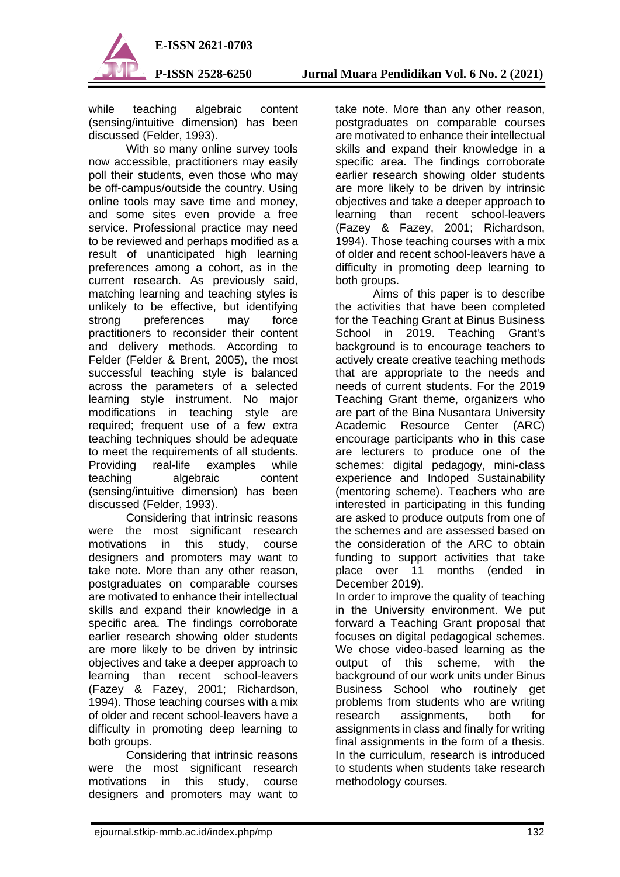while teaching algebraic content (sensing/intuitive dimension) has been discussed (Felder, 1993).

With so many online survey tools now accessible, practitioners may easily poll their students, even those who may be off-campus/outside the country. Using online tools may save time and money, and some sites even provide a free service. Professional practice may need to be reviewed and perhaps modified as a result of unanticipated high learning preferences among a cohort, as in the current research. As previously said, matching learning and teaching styles is unlikely to be effective, but identifying strong preferences may force practitioners to reconsider their content and delivery methods. According to Felder (Felder & Brent, 2005), the most successful teaching style is balanced across the parameters of a selected learning style instrument. No major modifications in teaching style are required; frequent use of a few extra teaching techniques should be adequate to meet the requirements of all students. Providing real-life examples while teaching algebraic content (sensing/intuitive dimension) has been discussed (Felder, 1993).

Considering that intrinsic reasons were the most significant research motivations in this study, course designers and promoters may want to take note. More than any other reason, postgraduates on comparable courses are motivated to enhance their intellectual skills and expand their knowledge in a specific area. The findings corroborate earlier research showing older students are more likely to be driven by intrinsic objectives and take a deeper approach to learning than recent school-leavers (Fazey & Fazey, 2001; Richardson, 1994). Those teaching courses with a mix of older and recent school-leavers have a difficulty in promoting deep learning to both groups.

Considering that intrinsic reasons were the most significant research motivations in this study, course designers and promoters may want to take note. More than any other reason, postgraduates on comparable courses are motivated to enhance their intellectual skills and expand their knowledge in a specific area. The findings corroborate earlier research showing older students are more likely to be driven by intrinsic objectives and take a deeper approach to learning than recent school-leavers (Fazey & Fazey, 2001; Richardson, 1994). Those teaching courses with a mix of older and recent school-leavers have a difficulty in promoting deep learning to both groups.

Aims of this paper is to describe the activities that have been completed for the Teaching Grant at Binus Business School in 2019. Teaching Grant's background is to encourage teachers to actively create creative teaching methods that are appropriate to the needs and needs of current students. For the 2019 Teaching Grant theme, organizers who are part of the Bina Nusantara University Academic Resource Center (ARC) encourage participants who in this case are lecturers to produce one of the schemes: digital pedagogy, mini-class experience and Indoped Sustainability (mentoring scheme). Teachers who are interested in participating in this funding are asked to produce outputs from one of the schemes and are assessed based on the consideration of the ARC to obtain funding to support activities that take place over 11 months (ended in December 2019).

In order to improve the quality of teaching in the University environment. We put forward a Teaching Grant proposal that focuses on digital pedagogical schemes. We chose video-based learning as the output of this scheme, with the background of our work units under Binus Business School who routinely get problems from students who are writing research assignments, both for assignments in class and finally for writing final assignments in the form of a thesis. In the curriculum, research is introduced to students when students take research methodology courses.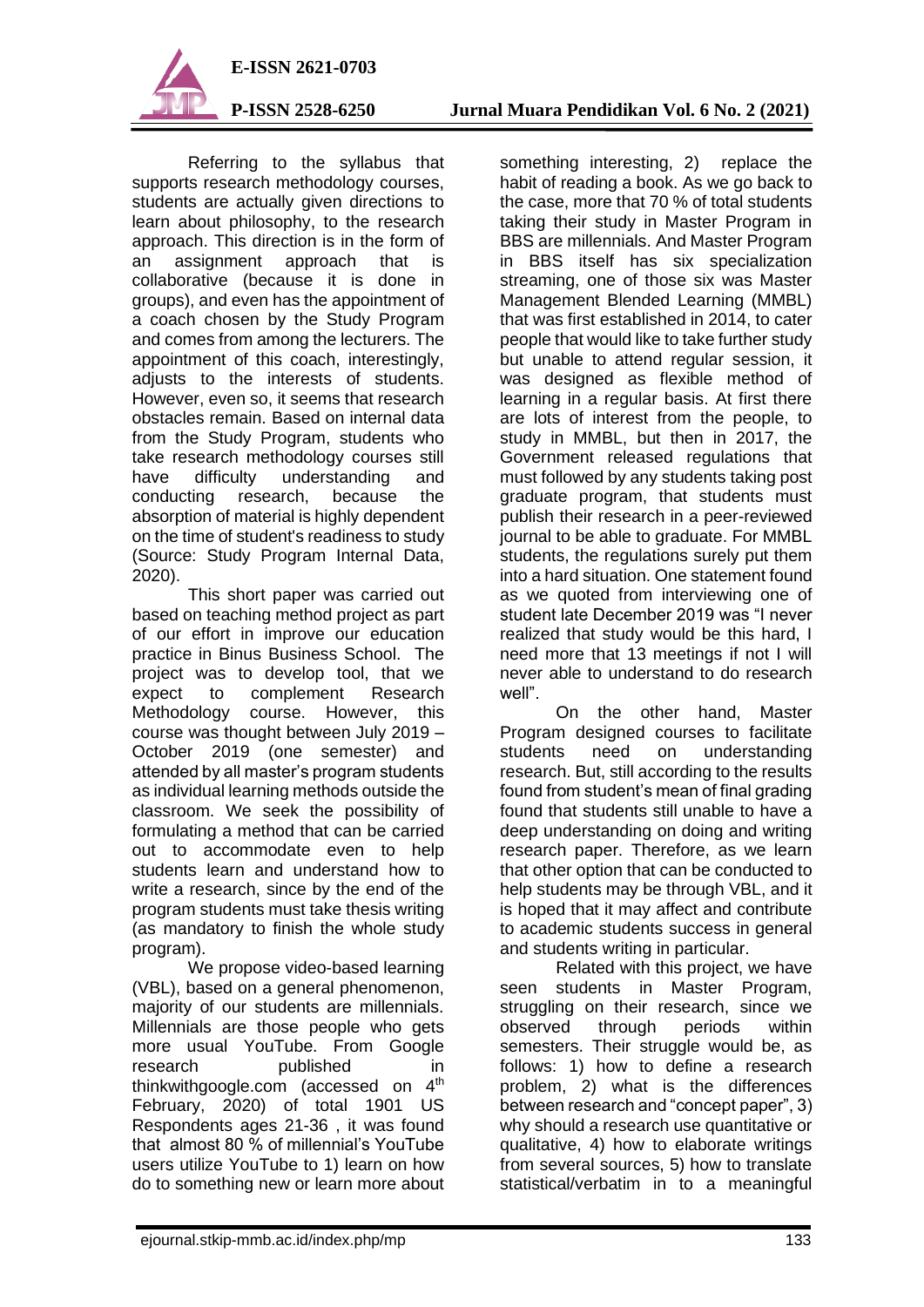Referring to the syllabus that supports research methodology courses, students are actually given directions to learn about philosophy, to the research approach. This direction is in the form of an assignment approach that is collaborative (because it is done in groups), and even has the appointment of a coach chosen by the Study Program and comes from among the lecturers. The appointment of this coach, interestingly, adjusts to the interests of students. However, even so, it seems that research obstacles remain. Based on internal data from the Study Program, students who take research methodology courses still have difficulty understanding and conducting research, because the absorption of material is highly dependent on the time of student's readiness to study (Source: Study Program Internal Data, 2020).

This short paper was carried out based on teaching method project as part of our effort in improve our education practice in Binus Business School. The project was to develop tool, that we expect to complement Research Methodology course. However, this course was thought between July 2019 – October 2019 (one semester) and attended by all master's program students as individual learning methods outside the classroom. We seek the possibility of formulating a method that can be carried out to accommodate even to help students learn and understand how to write a research, since by the end of the program students must take thesis writing (as mandatory to finish the whole study program).

We propose video-based learning (VBL), based on a general phenomenon, majority of our students are millennials. Millennials are those people who gets more usual YouTube. From Google research published in thinkwithgoogle.com (accessed on 4th February, 2020) of total 1901 US Respondents ages 21-36 , it was found that almost 80 % of millennial's YouTube users utilize YouTube to 1) learn on how do to something new or learn more about something interesting, 2) replace the habit of reading a book. As we go back to the case, more that 70 % of total students taking their study in Master Program in BBS are millennials. And Master Program in BBS itself has six specialization streaming, one of those six was Master Management Blended Learning (MMBL) that was first established in 2014, to cater people that would like to take further study but unable to attend regular session, it was designed as flexible method of learning in a regular basis. At first there are lots of interest from the people, to study in MMBL, but then in 2017, the Government released regulations that must followed by any students taking post graduate program, that students must publish their research in a peer-reviewed journal to be able to graduate. For MMBL students, the regulations surely put them into a hard situation. One statement found as we quoted from interviewing one of student late December 2019 was "I never realized that study would be this hard, I need more that 13 meetings if not I will never able to understand to do research well".

On the other hand, Master Program designed courses to facilitate students need on understanding research. But, still according to the results found from student's mean of final grading found that students still unable to have a deep understanding on doing and writing research paper. Therefore, as we learn that other option that can be conducted to help students may be through VBL, and it is hoped that it may affect and contribute to academic students success in general and students writing in particular.

Related with this project, we have seen students in Master Program, struggling on their research, since we observed through periods within semesters. Their struggle would be, as follows: 1) how to define a research problem, 2) what is the differences between research and "concept paper", 3) why should a research use quantitative or qualitative, 4) how to elaborate writings from several sources, 5) how to translate statistical/verbatim in to a meaningful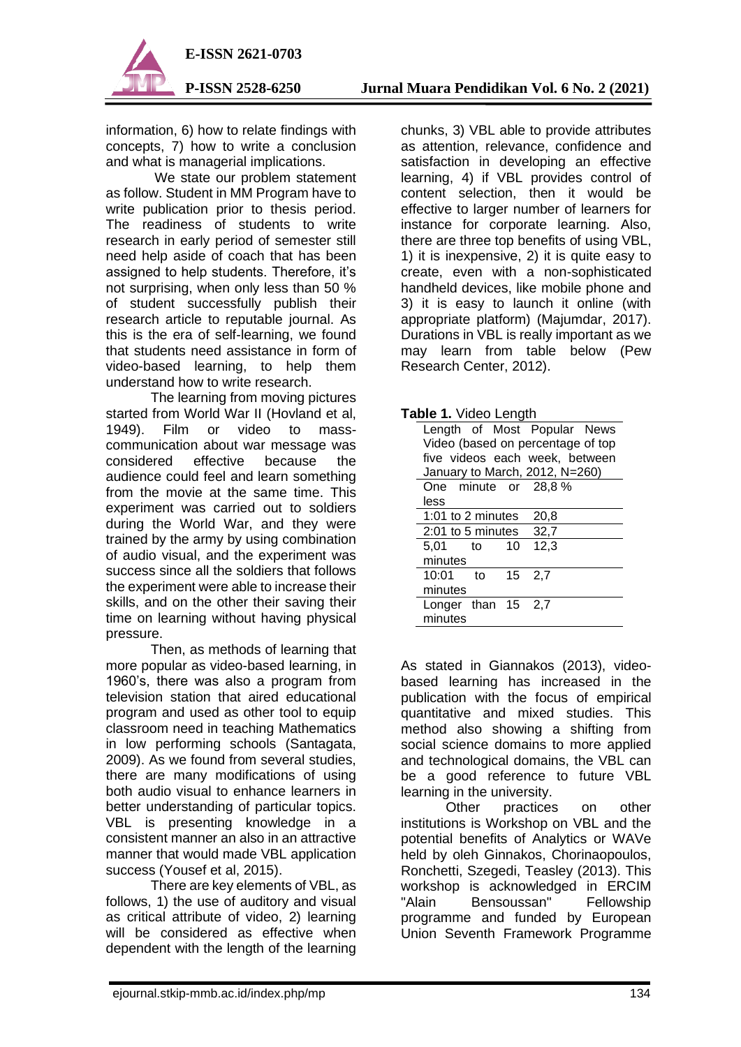information, 6) how to relate findings with concepts, 7) how to write a conclusion and what is managerial implications.

We state our problem statement as follow. Student in MM Program have to write publication prior to thesis period. The readiness of students to write research in early period of semester still need help aside of coach that has been assigned to help students. Therefore, it's not surprising, when only less than 50 % of student successfully publish their research article to reputable journal. As this is the era of self-learning, we found that students need assistance in form of video-based learning, to help them understand how to write research.

The learning from moving pictures started from World War II (Hovland et al, 1949). Film or video to mass-communication about war message was considered effective because the audience could feel and learn something from the movie at the same time. This experiment was carried out to soldiers during the World War, and they were trained by the army by using combination of audio visual, and the experiment was success since all the soldiers that follows the experiment were able to increase their skills, and on the other their saving their time on learning without having physical pressure.

Then, as methods of learning that more popular as video-based learning, in 1960's, there was also a program from television station that aired educational program and used as other tool to equip classroom need in teaching Mathematics in low performing schools (Santagata, 2009). As we found from several studies, there are many modifications of using both audio visual to enhance learners in better understanding of particular topics. VBL is presenting knowledge in a consistent manner an also in an attractive manner that would made VBL application success (Yousef et al, 2015).

There are key elements of VBL, as follows, 1) the use of auditory and visual as critical attribute of video, 2) learning will be considered as effective when dependent with the length of the learning chunks, 3) VBL able to provide attributes as attention, relevance, confidence and satisfaction in developing an effective learning, 4) if VBL provides control of content selection, then it would be effective to larger number of learners for instance for corporate learning. Also, there are three top benefits of using VBL, 1) it is inexpensive, 2) it is quite easy to create, even with a non-sophisticated handheld devices, like mobile phone and 3) it is easy to launch it online (with appropriate platform) (Majumdar, 2017). Durations in VBL is really important as we may learn from table below (Pew Research Center, 2012).

**Table 1.** Video Length

| Length of Most Popular News Video (based on percentage of top five videos each week, between January to March, 2012, N=260) | |
|---|---|
| One minute or less | 28,8 % |
| 1:01 to 2 minutes | 20,8 |
| 2:01 to 5 minutes | 32,7 |
| 5,01 to 10 minutes | 12,3 |
| 10:01 to 15 minutes | 2,7 |
| Longer than 15 minutes | 2,7 |

As stated in Giannakos (2013), video-based learning has increased in the publication with the focus of empirical quantitative and mixed studies. This method also showing a shifting from social science domains to more applied and technological domains, the VBL can be a good reference to future VBL learning in the university.

Other practices on other institutions is Workshop on VBL and the potential benefits of Analytics or WAVe held by oleh Ginnakos, Chorinaopoulos, Ronchetti, Szegedi, Teasley (2013). This workshop is acknowledged in ERCIM "Alain Bensoussan" Fellowship programme and funded by European Union Seventh Framework Programme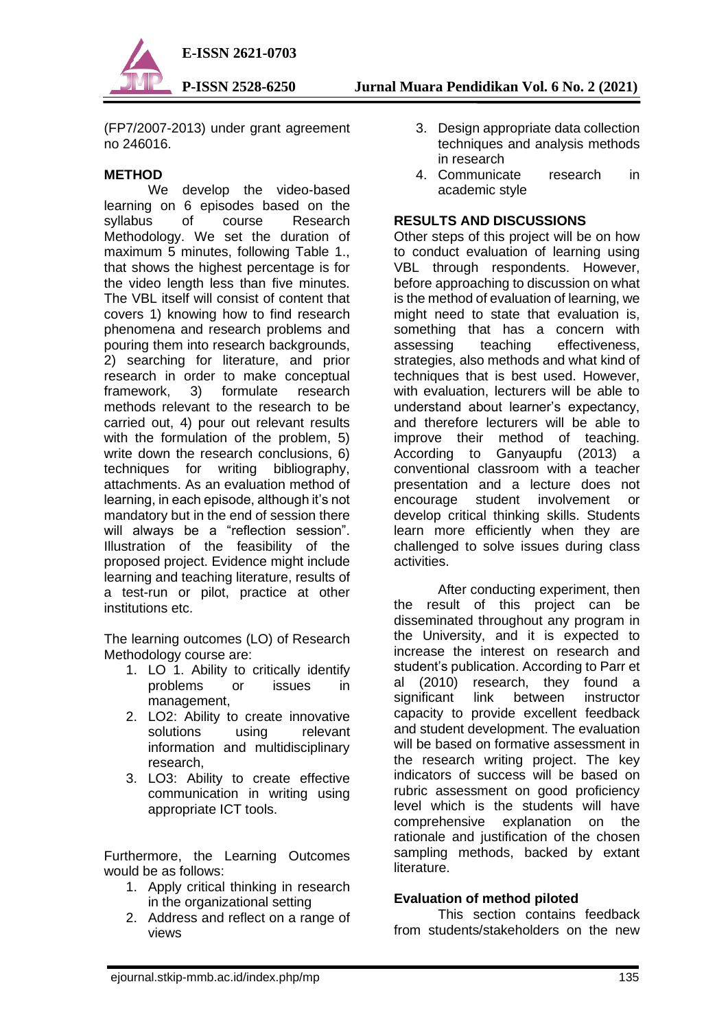(FP7/2007-2013) under grant agreement no 246016.

## METHOD

We develop the video-based learning on 6 episodes based on the syllabus of course Research Methodology. We set the duration of maximum 5 minutes, following Table 1., that shows the highest percentage is for the video length less than five minutes. The VBL itself will consist of content that covers 1) knowing how to find research phenomena and research problems and pouring them into research backgrounds, 2) searching for literature, and prior research in order to make conceptual framework, 3) formulate research methods relevant to the research to be carried out, 4) pour out relevant results with the formulation of the problem, 5) write down the research conclusions, 6) techniques for writing bibliography, attachments. As an evaluation method of learning, in each episode, although it's not mandatory but in the end of session there will always be a "reflection session". Illustration of the feasibility of the proposed project. Evidence might include learning and teaching literature, results of a test-run or pilot, practice at other institutions etc.

The learning outcomes (LO) of Research Methodology course are:

1. LO 1. Ability to critically identify problems or issues in management,
2. LO2: Ability to create innovative solutions using relevant information and multidisciplinary research,
3. LO3: Ability to create effective communication in writing using appropriate ICT tools.

Furthermore, the Learning Outcomes would be as follows:

1. Apply critical thinking in research in the organizational setting
2. Address and reflect on a range of views
3. Design appropriate data collection techniques and analysis methods in research
4. Communicate research in academic style

## RESULTS AND DISCUSSIONS

Other steps of this project will be on how to conduct evaluation of learning using VBL through respondents. However, before approaching to discussion on what is the method of evaluation of learning, we might need to state that evaluation is, something that has a concern with assessing teaching effectiveness, strategies, also methods and what kind of techniques that is best used. However, with evaluation, lecturers will be able to understand about learner's expectancy, and therefore lecturers will be able to improve their method of teaching. According to Ganyaupfu (2013) a conventional classroom with a teacher presentation and a lecture does not encourage student involvement or develop critical thinking skills. Students learn more efficiently when they are challenged to solve issues during class activities.

After conducting experiment, then the result of this project can be disseminated throughout any program in the University, and it is expected to increase the interest on research and student's publication. According to Parr et al (2010) research, they found a significant link between instructor capacity to provide excellent feedback and student development. The evaluation will be based on formative assessment in the research writing project. The key indicators of success will be based on rubric assessment on good proficiency level which is the students will have comprehensive explanation on the rationale and justification of the chosen sampling methods, backed by extant literature.

### Evaluation of method piloted

This section contains feedback from students/stakeholders on the new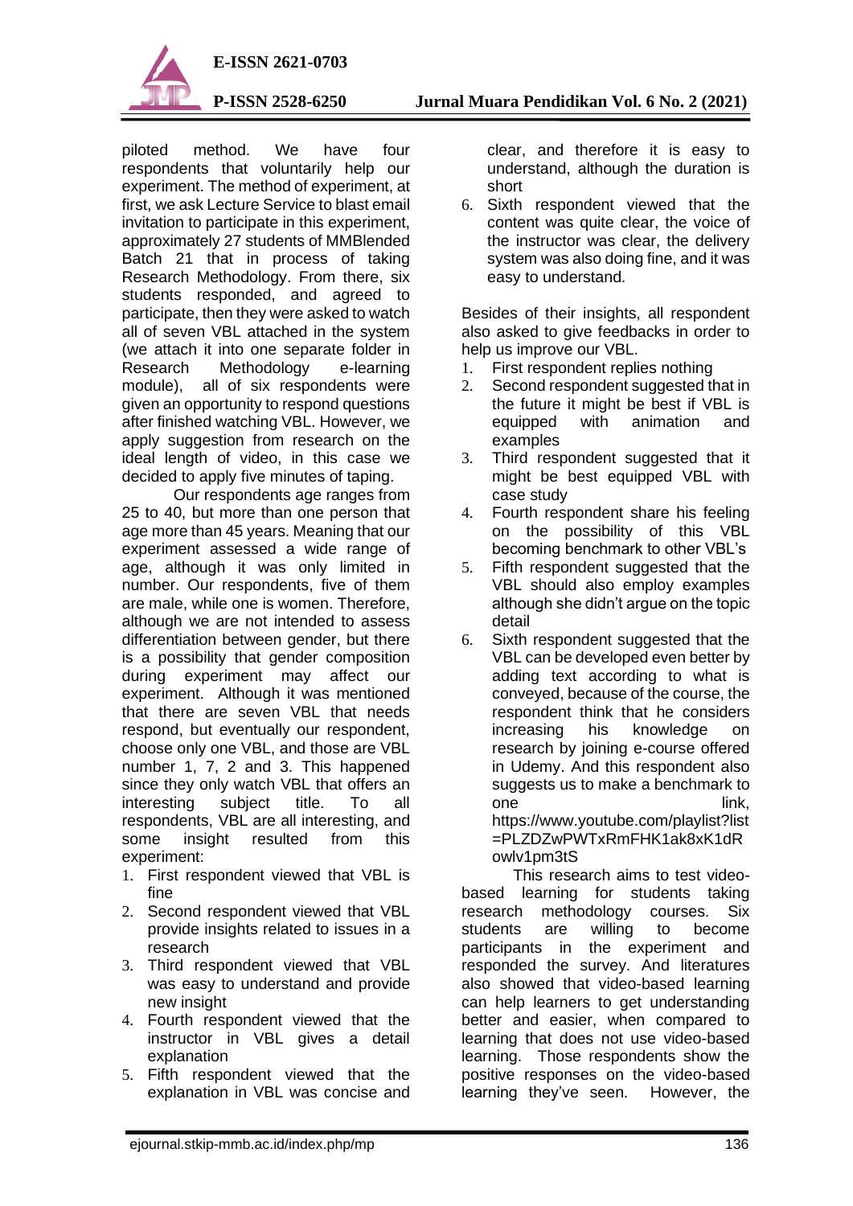piloted method. We have four respondents that voluntarily help our experiment. The method of experiment, at first, we ask Lecture Service to blast email invitation to participate in this experiment, approximately 27 students of MMBlended Batch 21 that in process of taking Research Methodology. From there, six students responded, and agreed to participate, then they were asked to watch all of seven VBL attached in the system (we attach it into one separate folder in Research Methodology e-learning module), all of six respondents were given an opportunity to respond questions after finished watching VBL. However, we apply suggestion from research on the ideal length of video, in this case we decided to apply five minutes of taping.

Our respondents age ranges from 25 to 40, but more than one person that age more than 45 years. Meaning that our experiment assessed a wide range of age, although it was only limited in number. Our respondents, five of them are male, while one is women. Therefore, although we are not intended to assess differentiation between gender, but there is a possibility that gender composition during experiment may affect our experiment. Although it was mentioned that there are seven VBL that needs respond, but eventually our respondent, choose only one VBL, and those are VBL number 1, 7, 2 and 3. This happened since they only watch VBL that offers an interesting subject title. To all respondents, VBL are all interesting, and some insight resulted from this experiment:

1. First respondent viewed that VBL is fine
2. Second respondent viewed that VBL provide insights related to issues in a research
3. Third respondent viewed that VBL was easy to understand and provide new insight
4. Fourth respondent viewed that the instructor in VBL gives a detail explanation
5. Fifth respondent viewed that the explanation in VBL was concise and clear, and therefore it is easy to understand, although the duration is short
6. Sixth respondent viewed that the content was quite clear, the voice of the instructor was clear, the delivery system was also doing fine, and it was easy to understand.

Besides of their insights, all respondent also asked to give feedbacks in order to help us improve our VBL.

1. First respondent replies nothing
2. Second respondent suggested that in the future it might be best if VBL is equipped with animation and examples
3. Third respondent suggested that it might be best equipped VBL with case study
4. Fourth respondent share his feeling on the possibility of this VBL becoming benchmark to other VBL's
5. Fifth respondent suggested that the VBL should also employ examples although she didn't argue on the topic detail
6. Sixth respondent suggested that the VBL can be developed even better by adding text according to what is conveyed, because of the course, the respondent think that he considers increasing his knowledge on research by joining e-course offered in Udemy. And this respondent also suggests us to make a benchmark to one link, https://www.youtube.com/playlist?list=PLZDZwPWTxRmFHK1ak8xK1dRowlv1pm3tS

This research aims to test video-based learning for students taking research methodology courses. Six students are willing to become participants in the experiment and responded the survey. And literatures also showed that video-based learning can help learners to get understanding better and easier, when compared to learning that does not use video-based learning. Those respondents show the positive responses on the video-based learning they've seen. However, the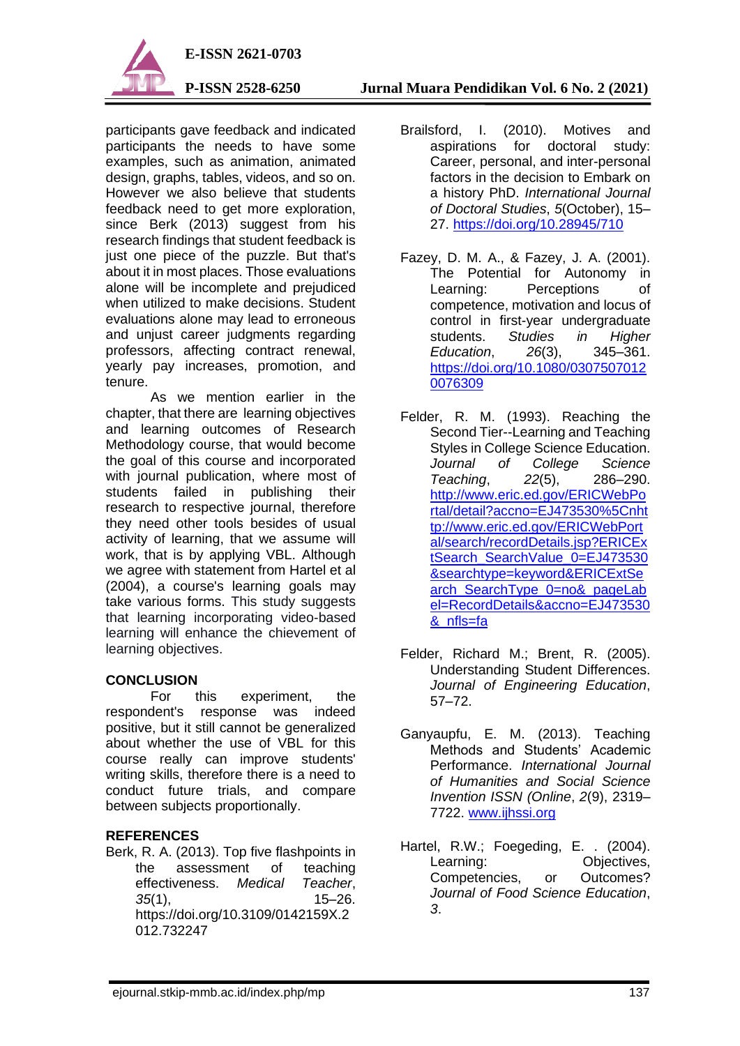participants gave feedback and indicated participants the needs to have some examples, such as animation, animated design, graphs, tables, videos, and so on. However we also believe that students feedback need to get more exploration, since Berk (2013) suggest from his research findings that student feedback is just one piece of the puzzle. But that's about it in most places. Those evaluations alone will be incomplete and prejudiced when utilized to make decisions. Student evaluations alone may lead to erroneous and unjust career judgments regarding professors, affecting contract renewal, yearly pay increases, promotion, and tenure.

As we mention earlier in the chapter, that there are learning objectives and learning outcomes of Research Methodology course, that would become the goal of this course and incorporated with journal publication, where most of students failed in publishing their research to respective journal, therefore they need other tools besides of usual activity of learning, that we assume will work, that is by applying VBL. Although we agree with statement from Hartel et al (2004), a course's learning goals may take various forms. This study suggests that learning incorporating video-based learning will enhance the chievement of learning objectives.

## CONCLUSION

For this experiment, the respondent's response was indeed positive, but it still cannot be generalized about whether the use of VBL for this course really can improve students' writing skills, therefore there is a need to conduct future trials, and compare between subjects proportionally.

## REFERENCES

Berk, R. A. (2013). Top five flashpoints in the assessment of teaching effectiveness. *Medical Teacher*, *35*(1), 15–26. https://doi.org/10.3109/0142159X.2012.732247

Brailsford, I. (2010). Motives and aspirations for doctoral study: Career, personal, and inter-personal factors in the decision to Embark on a history PhD. *International Journal of Doctoral Studies*, *5*(October), 15–27. https://doi.org/10.28945/710

Fazey, D. M. A., & Fazey, J. A. (2001). The Potential for Autonomy in Learning: Perceptions of competence, motivation and locus of control in first-year undergraduate students. *Studies in Higher Education*, *26*(3), 345–361. https://doi.org/10.1080/03075070120076309

Felder, R. M. (1993). Reaching the Second Tier--Learning and Teaching Styles in College Science Education. *Journal of College Science Teaching*, *22*(5), 286–290. http://www.eric.ed.gov/ERICWebPortal/detail?accno=EJ473530%5Cnhttp://www.eric.ed.gov/ERICWebPortal/search/recordDetails.jsp?ERICExtSearch_SearchValue_0=EJ473530&searchtype=keyword&ERICExtSearch_SearchType_0=no&_pageLabel=RecordDetails&accno=EJ473530&_nfls=fa

Felder, Richard M.; Brent, R. (2005). Understanding Student Differences. *Journal of Engineering Education*, 57–72.

Ganyaupfu, E. M. (2013). Teaching Methods and Students' Academic Performance. *International Journal of Humanities and Social Science Invention ISSN (Online*, *2*(9), 2319–7722. www.ijhssi.org

Hartel, R.W.; Foegeding, E. . (2004). Learning: Objectives, Competencies, or Outcomes? *Journal of Food Science Education*, *3*.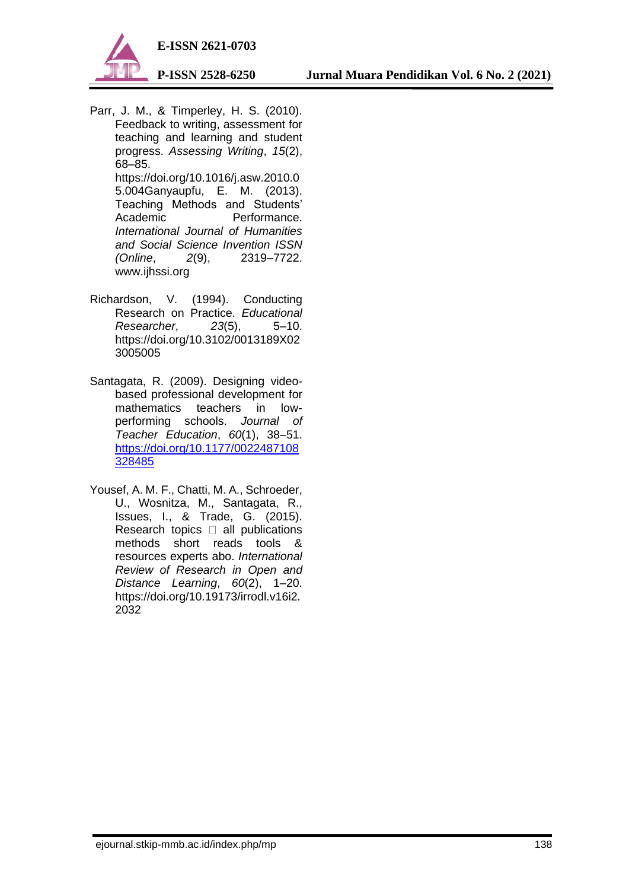Parr, J. M., & Timperley, H. S. (2010). Feedback to writing, assessment for teaching and learning and student progress. *Assessing Writing*, *15*(2), 68–85. https://doi.org/10.1016/j.asw.2010.05.004Ganyaupfu, E. M. (2013). Teaching Methods and Students' Academic Performance. *International Journal of Humanities and Social Science Invention ISSN (Online*, *2*(9), 2319–7722. www.ijhssi.org

Richardson, V. (1994). Conducting Research on Practice. *Educational Researcher*, *23*(5), 5–10. https://doi.org/10.3102/0013189X023005005

Santagata, R. (2009). Designing video-based professional development for mathematics teachers in low-performing schools. *Journal of Teacher Education*, *60*(1), 38–51. https://doi.org/10.1177/0022487108328485

Yousef, A. M. F., Chatti, M. A., Schroeder, U., Wosnitza, M., Santagata, R., Issues, I., & Trade, G. (2015). Research topics  all publications methods short reads tools & resources experts abo. *International Review of Research in Open and Distance Learning*, *60*(2), 1–20. https://doi.org/10.19173/irrodl.v16i2.2032